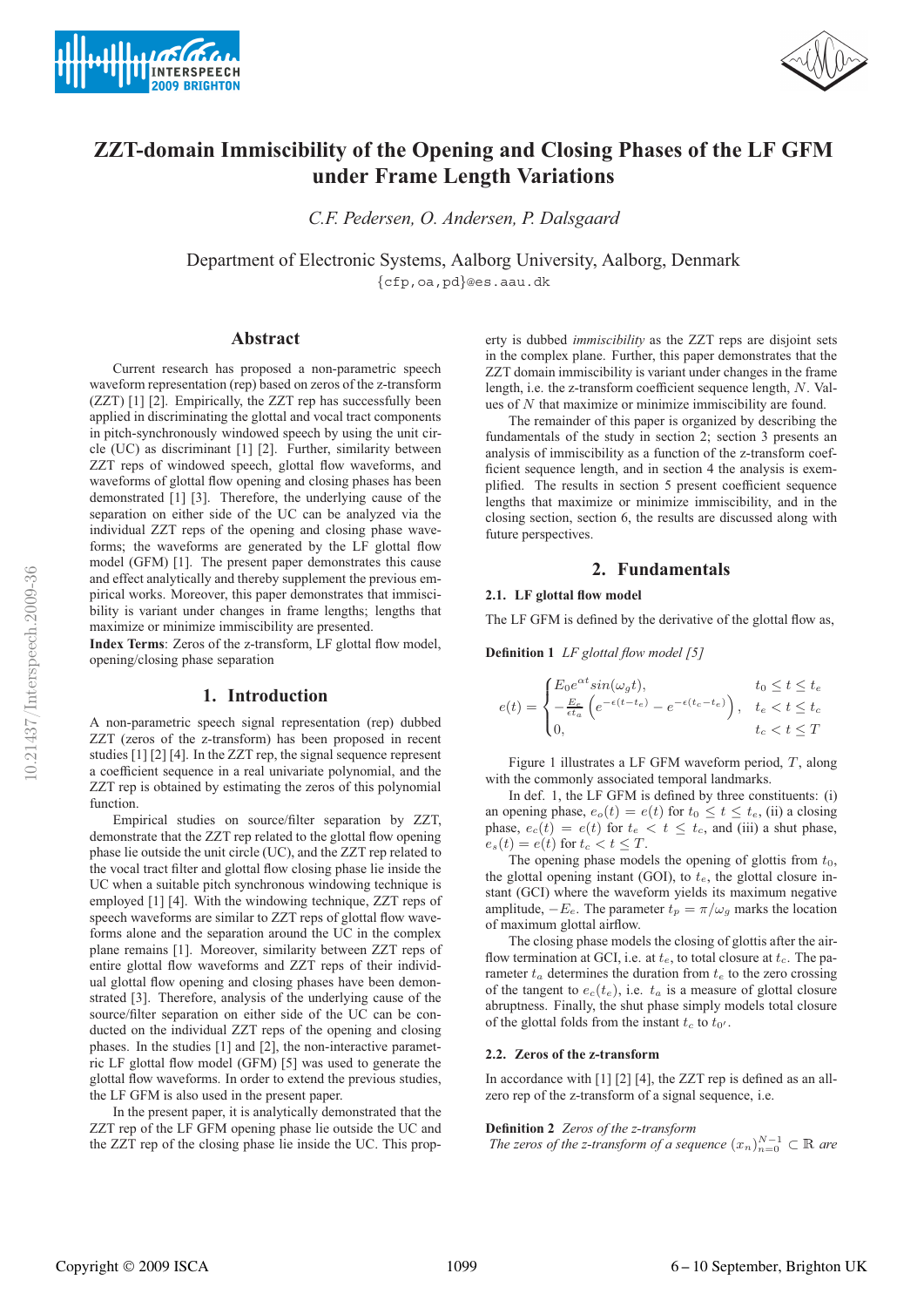# ZZT-domain Immiscibility of the Opening and Closing Phases of the LF GFM under Frame Length Variations

*C.F. Pedersen, O. Andersen, P. Dalsgaard*

Department of Electronic Systems, Aalborg University, Aalborg, Denmark

{cfp,oa,pd}@es.aau.dk

## Abstract

Current research has proposed a non-parametric speech waveform representation (rep) based on zeros of the z-transform (ZZT) [1] [2]. Empirically, the ZZT rep has successfully been applied in discriminating the glottal and vocal tract components in pitch-synchronously windowed speech by using the unit circle (UC) as discriminant [1] [2]. Further, similarity between ZZT reps of windowed speech, glottal flow waveforms, and waveforms of glottal flow opening and closing phases has been demonstrated [1] [3]. Therefore, the underlying cause of the separation on either side of the UC can be analyzed via the individual ZZT reps of the opening and closing phase waveforms; the waveforms are generated by the LF glottal flow model (GFM) [1]. The present paper demonstrates this cause and effect analytically and thereby supplement the previous empirical works. Moreover, this paper demonstrates that immiscibility is variant under changes in frame lengths; lengths that maximize or minimize immiscibility are presented.

**Index Terms**: Zeros of the z-transform, LF glottal flow model, opening/closing phase separation

## 1. Introduction

A non-parametric speech signal representation (rep) dubbed ZZT (zeros of the z-transform) has been proposed in recent studies [1] [2] [4]. In the ZZT rep, the signal sequence represent a coefficient sequence in a real univariate polynomial, and the ZZT rep is obtained by estimating the zeros of this polynomial function.

Empirical studies on source/filter separation by ZZT, demonstrate that the ZZT rep related to the glottal flow opening phase lie outside the unit circle (UC), and the ZZT rep related to the vocal tract filter and glottal flow closing phase lie inside the UC when a suitable pitch synchronous windowing technique is employed [1] [4]. With the windowing technique, ZZT reps of speech waveforms are similar to ZZT reps of glottal flow waveforms alone and the separation around the UC in the complex plane remains [1]. Moreover, similarity between ZZT reps of entire glottal flow waveforms and ZZT reps of their individual glottal flow opening and closing phases have been demonstrated [3]. Therefore, analysis of the underlying cause of the source/filter separation on either side of the UC can be conducted on the individual ZZT reps of the opening and closing phases. In the studies [1] and [2], the non-interactive parametric LF glottal flow model (GFM) [5] was used to generate the glottal flow waveforms. In order to extend the previous studies, the LF GFM is also used in the present paper.

In the present paper, it is analytically demonstrated that the ZZT rep of the LF GFM opening phase lie outside the UC and the ZZT rep of the closing phase lie inside the UC. This property is dubbed *immiscibility* as the ZZT reps are disjoint sets in the complex plane. Further, this paper demonstrates that the ZZT domain immiscibility is variant under changes in the frame length, i.e. the z-transform coefficient sequence length, $N$. Values of $N$ that maximize or minimize immiscibility are found.

The remainder of this paper is organized by describing the fundamentals of the study in section 2; section 3 presents an analysis of immiscibility as a function of the z-transform coefficient sequence length, and in section 4 the analysis is exemplified. The results in section 5 present coefficient sequence lengths that maximize or minimize immiscibility, and in the closing section, section 6, the results are discussed along with future perspectives.

## 2. Fundamentals

### 2.1. LF glottal flow model

The LF GFM is defined by the derivative of the glottal flow as,

**Definition 1** *LF glottal flow model [5]*

$$e(t) = \begin{cases} E_0 e^{\alpha t} sin(\omega_g t), & t_0 \leq t \leq t_e \\ -\frac{E_e}{\epsilon t_a}\left(e^{-\epsilon(t-t_e)} - e^{-\epsilon(t_c - t_e)}\right), & t_e < t \leq t_c \\ 0, & t_c < t \leq T \end{cases}$$

Figure 1 illustrates a LF GFM waveform period, $T$, along with the commonly associated temporal landmarks.

In def. 1, the LF GFM is defined by three constituents: (i) an opening phase, $e_o(t) = e(t)$ for $t_0 \leq t \leq t_e$, (ii) a closing phase, $e_c(t) = e(t)$ for $t_e < t \leq t_c$, and (iii) a shut phase, $e_s(t) = e(t)$ for $t_c < t \leq T$.

The opening phase models the opening of glottis from $t_0$, the glottal opening instant (GOI), to $t_e$, the glottal closure instant (GCI) where the waveform yields its maximum negative amplitude, $-E_e$. The parameter $t_p = \pi/\omega_g$ marks the location of maximum glottal airflow.

The closing phase models the closing of glottis after the airflow termination at GCI, i.e. at $t_e$, to total closure at $t_c$. The parameter $t_a$ determines the duration from $t_e$ to the zero crossing of the tangent to $e_c(t_e)$, i.e. $t_a$ is a measure of glottal closure abruptness. Finally, the shut phase simply models total closure of the glottal folds from the instant $t_c$ to $t_{0'}$.

### 2.2. Zeros of the z-transform

In accordance with [1] [2] [4], the ZZT rep is defined as an all-zero rep of the z-transform of a signal sequence, i.e.

**Definition 2** *Zeros of the z-transform*
*The zeros of the z-transform of a sequence* $(x_n)_{n=0}^{N-1} \subset \mathbb{R}$ *are*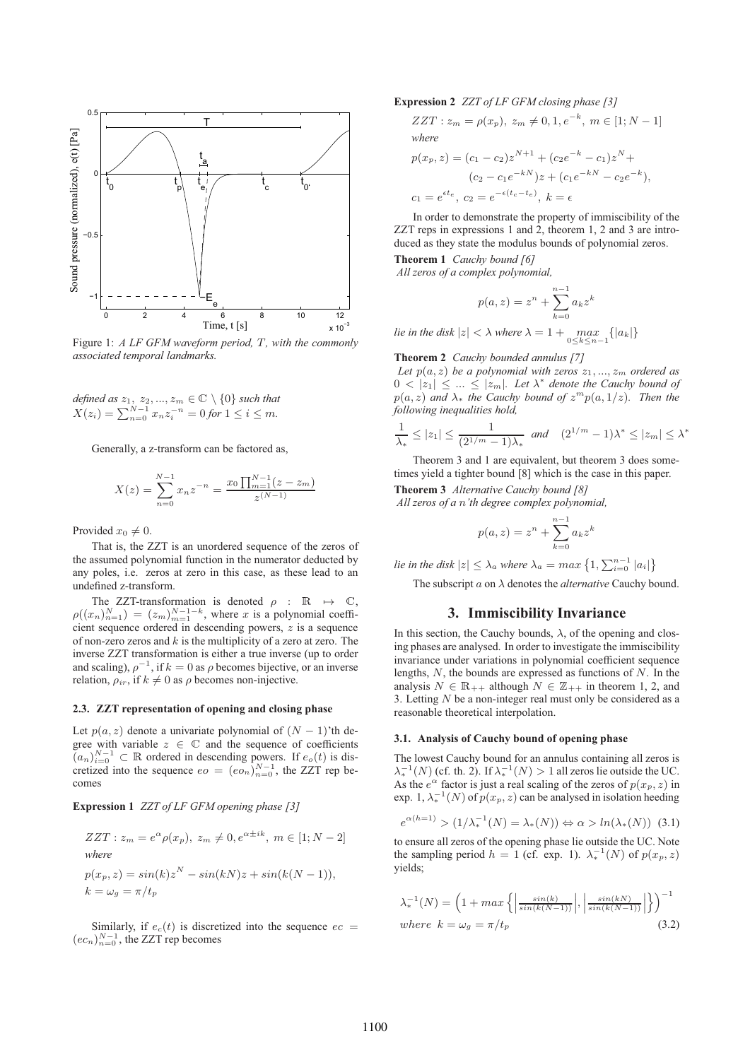Figure 1: *A LF GFM waveform period, T, with the commonly associated temporal landmarks.*

*defined as* $z_1, z_2, ..., z_m \in \mathbb{C} \setminus \{0\}$ *such that* $X(z_i) = \sum_{n=0}^{N-1} x_n z_i^{-n} = 0$ *for* $1 \leq i \leq m$.

Generally, a z-transform can be factored as,

$$X(z) = \sum_{n=0}^{N-1} x_n z^{-n} = \frac{x_0 \prod_{m=1}^{N-1}(z - z_m)}{z^{(N-1)}}$$

Provided $x_0 \neq 0$.

That is, the ZZT is an unordered sequence of the zeros of the assumed polynomial function in the numerator deducted by any poles, i.e. zeros at zero in this case, as these lead to an undefined z-transform.

The ZZT-transformation is denoted $\rho : \mathbb{R} \mapsto \mathbb{C}$, $\rho((x_n)_{n=1}^{N}) = (z_m)_{m=1}^{N-1-k}$, where $x$ is a polynomial coefficient sequence ordered in descending powers, $z$ is a sequence of non-zero zeros and $k$ is the multiplicity of a zero at zero. The inverse ZZT transformation is either a true inverse (up to order and scaling), $\rho^{-1}$, if $k = 0$ as $\rho$ becomes bijective, or an inverse relation, $\rho_{ir}$, if $k \neq 0$ as $\rho$ becomes non-injective.

### 2.3. ZZT representation of opening and closing phase

Let $p(a, z)$ denote a univariate polynomial of $(N-1)$'th degree with variable $z \in \mathbb{C}$ and the sequence of coefficients $(a_n)_{i=0}^{N-1} \subset \mathbb{R}$ ordered in descending powers. If $e_o(t)$ is discretized into the sequence $eo = (eo_n)_{n=0}^{N-1}$, the ZZT rep becomes

**Expression 1** *ZZT of LF GFM opening phase [3]*

$$ZZT : z_m = e^{\alpha}\rho(x_p),\ z_m \neq 0, e^{\alpha \pm ik},\ m \in [1; N-2]$$

*where*

$$p(x_p, z) = sin(k)z^N - sin(kN)z + sin(k(N-1)),$$
$$k = \omega_g = \pi/t_p$$

Similarly, if $e_c(t)$ is discretized into the sequence $ec = (ec_n)_{n=0}^{N-1}$, the ZZT rep becomes

**Expression 2** *ZZT of LF GFM closing phase [3]*

$$ZZT : z_m = \rho(x_p),\ z_m \neq 0, 1, e^{-k},\ m \in [1; N-1]$$

*where*

$$p(x_p, z) = (c_1 - c_2)z^{N+1} + (c_2 e^{-k} - c_1)z^N + (c_2 - c_1 e^{-kN})z + (c_1 e^{-kN} - c_2 e^{-k}),$$
$$c_1 = e^{\epsilon t_e},\ c_2 = e^{-\epsilon(t_c - t_e)},\ k = \epsilon$$

In order to demonstrate the property of immiscibility of the ZZT reps in expressions 1 and 2, theorem 1, 2 and 3 are introduced as they state the modulus bounds of polynomial zeros.

**Theorem 1** *Cauchy bound [6]*
*All zeros of a complex polynomial,*

$$p(a, z) = z^n + \sum_{k=0}^{n-1} a_k z^k$$

*lie in the disk* $|z| < \lambda$ *where* $\lambda = 1 + \max_{0 \leq k \leq n-1} \{|a_k|\}$

**Theorem 2** *Cauchy bounded annulus [7]*
*Let* $p(a, z)$ *be a polynomial with zeros* $z_1, ..., z_m$ *ordered as* $0 < |z_1| \leq ... \leq |z_m|$. *Let* $\lambda^*$ *denote the Cauchy bound of* $p(a, z)$ *and* $\lambda_*$ *the Cauchy bound of* $z^m p(a, 1/z)$. *Then the following inequalities hold,*

$$\frac{1}{\lambda_*} \leq |z_1| \leq \frac{1}{(2^{1/m} - 1)\lambda_*} \quad and \quad (2^{1/m} - 1)\lambda^* \leq |z_m| \leq \lambda^*$$

Theorem 3 and 1 are equivalent, but theorem 3 does sometimes yield a tighter bound [8] which is the case in this paper.

**Theorem 3** *Alternative Cauchy bound [8]*
*All zeros of a n'th degree complex polynomial,*

$$p(a, z) = z^n + \sum_{k=0}^{n-1} a_k z^k$$

*lie in the disk* $|z| \leq \lambda_a$ *where* $\lambda_a = max\left\{1, \sum_{i=0}^{n-1} |a_i|\right\}$

The subscript $a$ on $\lambda$ denotes the *alternative* Cauchy bound.

## 3. Immiscibility Invariance

In this section, the Cauchy bounds, $\lambda$, of the opening and closing phases are analysed. In order to investigate the immiscibility invariance under variations in polynomial coefficient sequence lengths, $N$, the bounds are expressed as functions of $N$. In the analysis $N \in \mathbb{R}_{++}$ although $N \in \mathbb{Z}_{++}$ in theorem 1, 2, and 3. Letting $N$ be a non-integer real must only be considered as a reasonable theoretical interpolation.

### 3.1. Analysis of Cauchy bound of opening phase

The lowest Cauchy bound for an annulus containing all zeros is $\lambda_*^{-1}(N)$ (cf. th. 2). If $\lambda_*^{-1}(N) > 1$ all zeros lie outside the UC. As the $e^{\alpha}$ factor is just a real scaling of the zeros of $p(x_p, z)$ in exp. 1, $\lambda_*^{-1}(N)$ of $p(x_p, z)$ can be analysed in isolation heeding

$$e^{\alpha(h=1)} > (1/\lambda_*^{-1}(N) = \lambda_*(N)) \Leftrightarrow \alpha > ln(\lambda_*(N)) \quad (3.1)$$

to ensure all zeros of the opening phase lie outside the UC. Note the sampling period $h = 1$ (cf. exp. 1). $\lambda_*^{-1}(N)$ of $p(x_p, z)$ yields;

$$\lambda_*^{-1}(N) = \left(1 + max\left\{\left|\frac{sin(k)}{sin(k(N-1))}\right|, \left|\frac{sin(kN)}{sin(k(N-1))}\right|\right\}\right)^{-1}$$
$$where\ \ k = \omega_g = \pi/t_p \quad (3.2)$$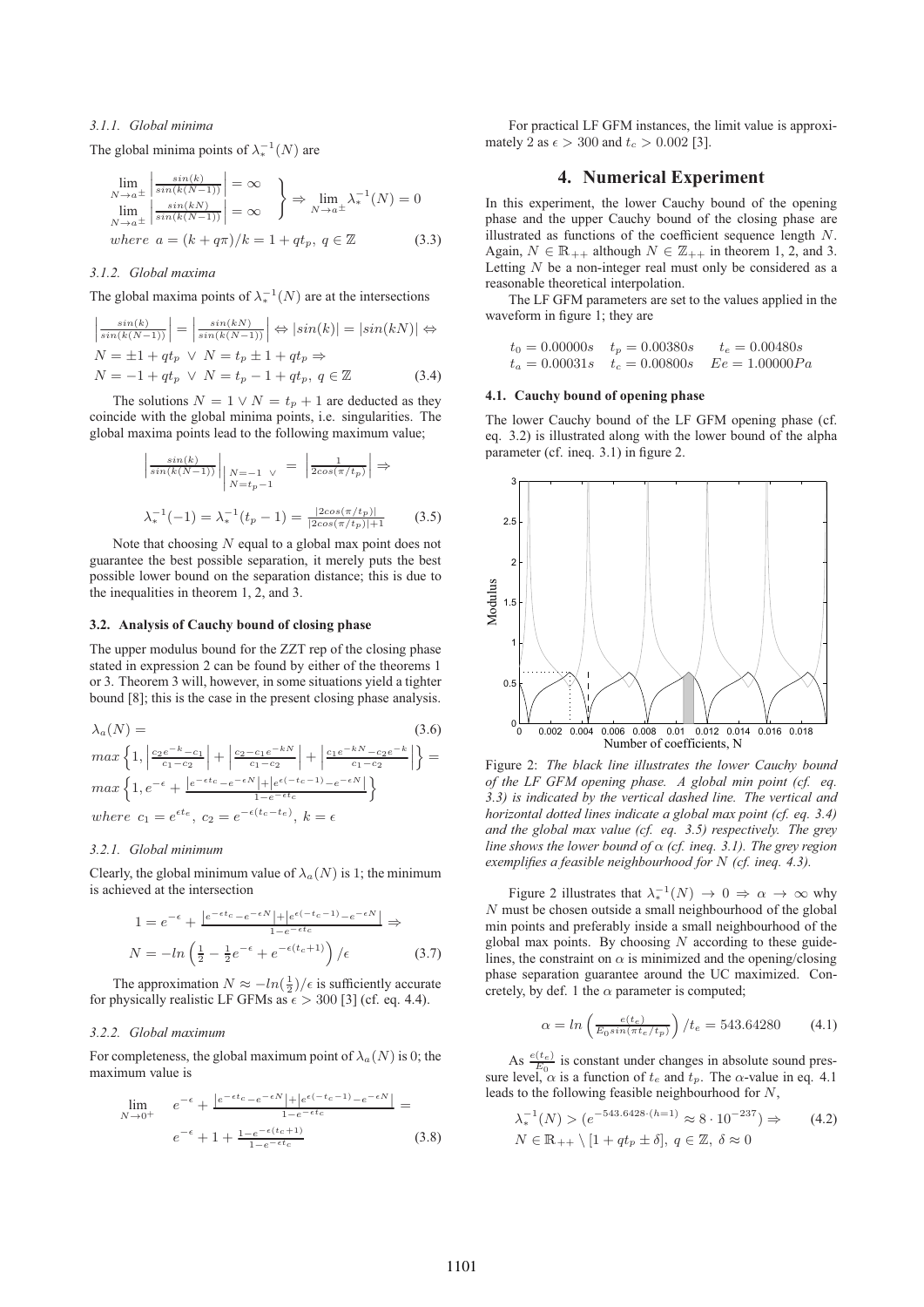#### 3.1.1. Global minima

The global minima points of $\lambda_*^{-1}(N)$ are

$$\left.\begin{array}{l} \lim_{N\to a^\pm} \left|\frac{sin(k)}{sin(k(N-1))}\right| = \infty \\ \lim_{N\to a^\pm} \left|\frac{sin(kN)}{sin(k(N-1))}\right| = \infty \end{array}\right\} \Rightarrow \lim_{N\to a^\pm} \lambda_*^{-1}(N) = 0$$

$$where\ a = (k + q\pi)/k = 1 + qt_p,\ q \in \mathbb{Z} \tag{3.3}$$

#### 3.1.2. Global maxima

The global maxima points of $\lambda_*^{-1}(N)$ are at the intersections

$$\left|\frac{sin(k)}{sin(k(N-1))}\right| = \left|\frac{sin(kN)}{sin(k(N-1))}\right| \Leftrightarrow |sin(k)| = |sin(kN)| \Leftrightarrow$$

$$N = \pm 1 + qt_p \ \vee\ N = t_p \pm 1 + qt_p \Rightarrow$$

$$N = -1 + qt_p \ \vee\ N = t_p - 1 + qt_p,\ q \in \mathbb{Z} \tag{3.4}$$

The solutions $N = 1 \vee N = t_p + 1$ are deducted as they coincide with the global minima points, i.e. singularities. The global maxima points lead to the following maximum value;

$$\left|\frac{sin(k)}{sin(k(N-1))}\right|_{\substack{N=-1\ \vee \\ N=t_p-1}} = \left|\frac{1}{2cos(\pi/t_p)}\right| \Rightarrow$$

$$\lambda_*^{-1}(-1) = \lambda_*^{-1}(t_p - 1) = \frac{|2cos(\pi/t_p)|}{|2cos(\pi/t_p)|+1} \tag{3.5}$$

Note that choosing $N$ equal to a global max point does not guarantee the best possible separation, it merely puts the best possible lower bound on the separation distance; this is due to the inequalities in theorem 1, 2, and 3.

### 3.2. Analysis of Cauchy bound of closing phase

The upper modulus bound for the ZZT rep of the closing phase stated in expression 2 can be found by either of the theorems 1 or 3. Theorem 3 will, however, in some situations yield a tighter bound [8]; this is the case in the present closing phase analysis.

$$\lambda_a(N) = \tag{3.6}$$

$$max\left\{1, \left|\frac{c_2e^{-k}-c_1}{c_1-c_2}\right| + \left|\frac{c_2-c_1e^{-kN}}{c_1-c_2}\right| + \left|\frac{c_1e^{-kN}-c_2e^{-k}}{c_1-c_2}\right|\right\} =$$

$$max\left\{1, e^{-\epsilon} + \frac{\left|e^{-\epsilon t_c}-e^{-\epsilon N}\right|+\left|e^{\epsilon(-t_c-1)}-e^{-\epsilon N}\right|}{1-e^{-\epsilon t_c}}\right\}$$

$$where\ c_1 = e^{\epsilon t_e},\ c_2 = e^{-\epsilon(t_c-t_e)},\ k = \epsilon$$

#### 3.2.1. Global minimum

Clearly, the global minimum value of $\lambda_a(N)$ is 1; the minimum is achieved at the intersection

$$1 = e^{-\epsilon} + \frac{\left|e^{-\epsilon t_c}-e^{-\epsilon N}\right|+\left|e^{\epsilon(-t_c-1)}-e^{-\epsilon N}\right|}{1-e^{-\epsilon t_c}} \Rightarrow$$

$$N = -ln\left(\frac{1}{2} - \frac{1}{2}e^{-\epsilon} + e^{-\epsilon(t_c+1)}\right)/\epsilon \tag{3.7}$$

The approximation $N \approx -ln(\frac{1}{2})/\epsilon$ is sufficiently accurate for physically realistic LF GFMs as $\epsilon > 300$ [3] (cf. eq. 4.4).

#### 3.2.2. Global maximum

For completeness, the global maximum point of $\lambda_a(N)$ is 0; the maximum value is

$$\lim_{N\to 0^+} \quad e^{-\epsilon} + \frac{\left|e^{-\epsilon t_c}-e^{-\epsilon N}\right|+\left|e^{\epsilon(-t_c-1)}-e^{-\epsilon N}\right|}{1-e^{-\epsilon t_c}} =$$

$$e^{-\epsilon} + 1 + \frac{1-e^{-\epsilon(t_c+1)}}{1-e^{-\epsilon t_c}} \tag{3.8}$$

For practical LF GFM instances, the limit value is approximately 2 as $\epsilon > 300$ and $t_c > 0.002$ [3].

## 4. Numerical Experiment

In this experiment, the lower Cauchy bound of the opening phase and the upper Cauchy bound of the closing phase are illustrated as functions of the coefficient sequence length $N$. Again, $N \in \mathbb{R}_{++}$ although $N \in \mathbb{Z}_{++}$ in theorem 1, 2, and 3. Letting $N$ be a non-integer real must only be considered as a reasonable theoretical interpolation.

The LF GFM parameters are set to the values applied in the waveform in figure 1; they are

$$\begin{array}{lll} t_0 = 0.00000s & t_p = 0.00380s & t_e = 0.00480s \\ t_a = 0.00031s & t_c = 0.00800s & Ee = 1.00000Pa \end{array}$$

### 4.1. Cauchy bound of opening phase

The lower Cauchy bound of the LF GFM opening phase (cf. eq. 3.2) is illustrated along with the lower bound of the alpha parameter (cf. ineq. 3.1) in figure 2.

Figure 2: *The black line illustrates the lower Cauchy bound of the LF GFM opening phase. A global min point (cf. eq. 3.3) is indicated by the vertical dashed line. The vertical and horizontal dotted lines indicate a global max point (cf. eq. 3.4) and the global max value (cf. eq. 3.5) respectively. The grey line shows the lower bound of α (cf. ineq. 3.1). The grey region exemplifies a feasible neighbourhood for N (cf. ineq. 4.3).*

Figure 2 illustrates that $\lambda_*^{-1}(N) \to 0 \Rightarrow \alpha \to \infty$ why $N$ must be chosen outside a small neighbourhood of the global min points and preferably inside a small neighbourhood of the global max points. By choosing $N$ according to these guidelines, the constraint on $\alpha$ is minimized and the opening/closing phase separation guarantee around the UC maximized. Concretely, by def. 1 the $\alpha$ parameter is computed;

$$\alpha = ln\left(\frac{e(t_e)}{E_0 sin(\pi t_e/t_p)}\right)/t_e = 543.64280 \tag{4.1}$$

As $\frac{e(t_e)}{E_0}$ is constant under changes in absolute sound pressure level, $\alpha$ is a function of $t_e$ and $t_p$. The $\alpha$-value in eq. 4.1 leads to the following feasible neighbourhood for $N$,

$$\lambda_*^{-1}(N) > (e^{-543.6428\cdot(h=1)} \approx 8\cdot 10^{-237}) \Rightarrow \tag{4.2}$$

$$N \in \mathbb{R}_{++} \setminus [1 + qt_p \pm \delta],\ q \in \mathbb{Z},\ \delta \approx 0$$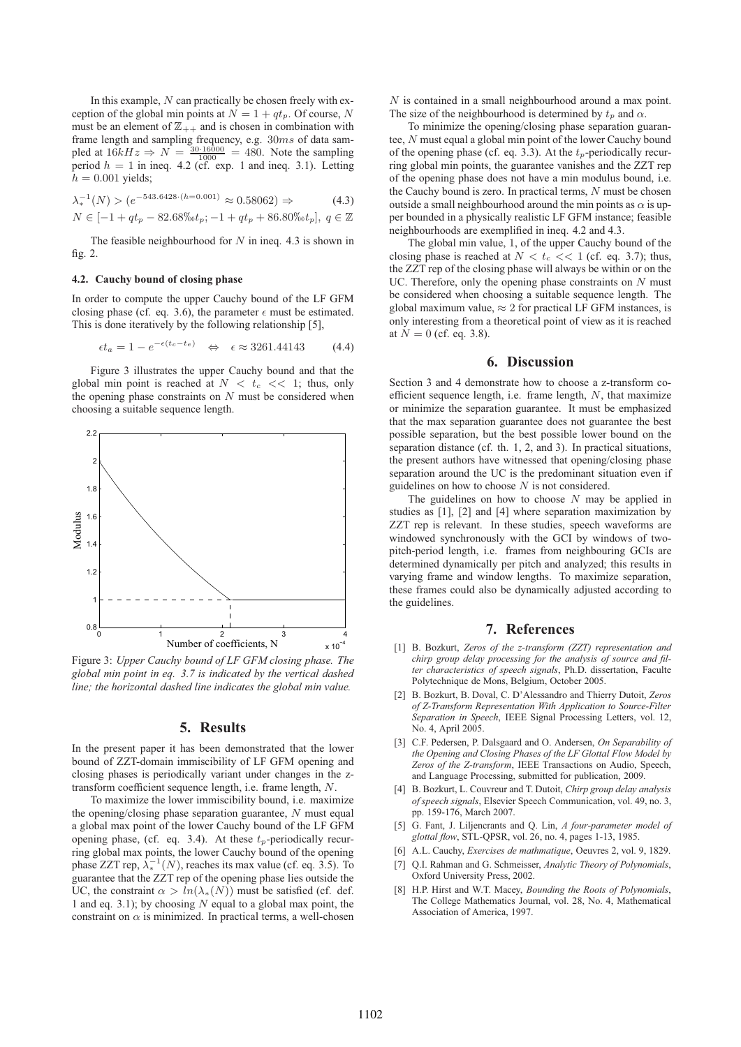In this example, $N$ can practically be chosen freely with exception of the global min points at $N = 1 + qt_p$. Of course, $N$ must be an element of $\mathbb{Z}_{++}$ and is chosen in combination with frame length and sampling frequency, e.g. $30ms$ of data sampled at $16kHz \Rightarrow N = \frac{30 \cdot 16000}{1000} = 480$. Note the sampling period $h = 1$ in ineq. 4.2 (cf. exp. 1 and ineq. 3.1). Letting $h = 0.001$ yields;

$$\lambda_*^{-1}(N) > (e^{-543.6428 \cdot (h=0.001)} \approx 0.58062) \Rightarrow \tag{4.3}$$
$$N \in [-1 + qt_p - 82.68‰t_p; -1 + qt_p + 86.80‰t_p],\ q \in \mathbb{Z}$$

The feasible neighbourhood for $N$ in ineq. 4.3 is shown in fig. 2.

#### 4.2. Cauchy bound of closing phase

In order to compute the upper Cauchy bound of the LF GFM closing phase (cf. eq. 3.6), the parameter $\epsilon$ must be estimated. This is done iteratively by the following relationship [5],

$$\epsilon t_a = 1 - e^{-\epsilon(t_c - t_e)} \quad \Leftrightarrow \quad \epsilon \approx 3261.44143 \tag{4.4}$$

Figure 3 illustrates the upper Cauchy bound and that the global min point is reached at $N < t_c << 1$; thus, only the opening phase constraints on $N$ must be considered when choosing a suitable sequence length.

2.2
2
1.8
1.6
1.4
1.2
1
0.8
Modulus
0
1
2
3
4
x 10^-4
Number of coefficients, N

Figure 3: *Upper Cauchy bound of LF GFM closing phase. The global min point in eq. 3.7 is indicated by the vertical dashed line; the horizontal dashed line indicates the global min value.*

## 5. Results

In the present paper it has been demonstrated that the lower bound of ZZT-domain immiscibility of LF GFM opening and closing phases is periodically variant under changes in the z-transform coefficient sequence length, i.e. frame length, $N$.

To maximize the lower immiscibility bound, i.e. maximize the opening/closing phase separation guarantee, $N$ must equal a global max point of the lower Cauchy bound of the LF GFM opening phase, (cf. eq. 3.4). At these $t_p$-periodically recurring global max points, the lower Cauchy bound of the opening phase ZZT rep, $\lambda_*^{-1}(N)$, reaches its max value (cf. eq. 3.5). To guarantee that the ZZT rep of the opening phase lies outside the UC, the constraint $\alpha > ln(\lambda_*(N))$ must be satisfied (cf. def. 1 and eq. 3.1); by choosing $N$ equal to a global max point, the constraint on $\alpha$ is minimized. In practical terms, a well-chosen $N$ is contained in a small neighbourhood around a max point. The size of the neighbourhood is determined by $t_p$ and $\alpha$.

To minimize the opening/closing phase separation guarantee, $N$ must equal a global min point of the lower Cauchy bound of the opening phase (cf. eq. 3.3). At the $t_p$-periodically recurring global min points, the guarantee vanishes and the ZZT rep of the opening phase does not have a min modulus bound, i.e. the Cauchy bound is zero. In practical terms, $N$ must be chosen outside a small neighbourhood around the min points as $\alpha$ is upper bounded in a physically realistic LF GFM instance; feasible neighbourhoods are exemplified in ineq. 4.2 and 4.3.

The global min value, 1, of the upper Cauchy bound of the closing phase is reached at $N < t_c << 1$ (cf. eq. 3.7); thus, the ZZT rep of the closing phase will always be within or on the UC. Therefore, only the opening phase constraints on $N$ must be considered when choosing a suitable sequence length. The global maximum value, $\approx 2$ for practical LF GFM instances, is only interesting from a theoretical point of view as it is reached at $N = 0$ (cf. eq. 3.8).

## 6. Discussion

Section 3 and 4 demonstrate how to choose a z-transform coefficient sequence length, i.e. frame length, $N$, that maximize or minimize the separation guarantee. It must be emphasized that the max separation guarantee does not guarantee the best possible separation, but the best possible lower bound on the separation distance (cf. th. 1, 2, and 3). In practical situations, the present authors have witnessed that opening/closing phase separation around the UC is the predominant situation even if guidelines on how to choose $N$ is not considered.

The guidelines on how to choose $N$ may be applied in studies as [1], [2] and [4] where separation maximization by ZZT rep is relevant. In these studies, speech waveforms are windowed synchronously with the GCI by windows of two-pitch-period length, i.e. frames from neighbouring GCIs are determined dynamically per pitch and analyzed; this results in varying frame and window lengths. To maximize separation, these frames could also be dynamically adjusted according to the guidelines.

## 7. References

- [1] B. Bozkurt, *Zeros of the z-transform (ZZT) representation and chirp group delay processing for the analysis of source and filter characteristics of speech signals*, Ph.D. dissertation, Faculte Polytechnique de Mons, Belgium, October 2005.
- [2] B. Bozkurt, B. Doval, C. D'Alessandro and Thierry Dutoit, *Zeros of Z-Transform Representation With Application to Source-Filter Separation in Speech*, IEEE Signal Processing Letters, vol. 12, No. 4, April 2005.
- [3] C.F. Pedersen, P. Dalsgaard and O. Andersen, *On Separability of the Opening and Closing Phases of the LF Glottal Flow Model by Zeros of the Z-transform*, IEEE Transactions on Audio, Speech, and Language Processing, submitted for publication, 2009.
- [4] B. Bozkurt, L. Couvreur and T. Dutoit, *Chirp group delay analysis of speech signals*, Elsevier Speech Communication, vol. 49, no. 3, pp. 159-176, March 2007.
- [5] G. Fant, J. Liljencrants and Q. Lin, *A four-parameter model of glottal flow*, STL-QPSR, vol. 26, no. 4, pages 1-13, 1985.
- [6] A.L. Cauchy, *Exercises de mathmatique*, Oeuvres 2, vol. 9, 1829.
- [7] Q.I. Rahman and G. Schmeisser, *Analytic Theory of Polynomials*, Oxford University Press, 2002.
- [8] H.P. Hirst and W.T. Macey, *Bounding the Roots of Polynomials*, The College Mathematics Journal, vol. 28, No. 4, Mathematical Association of America, 1997.